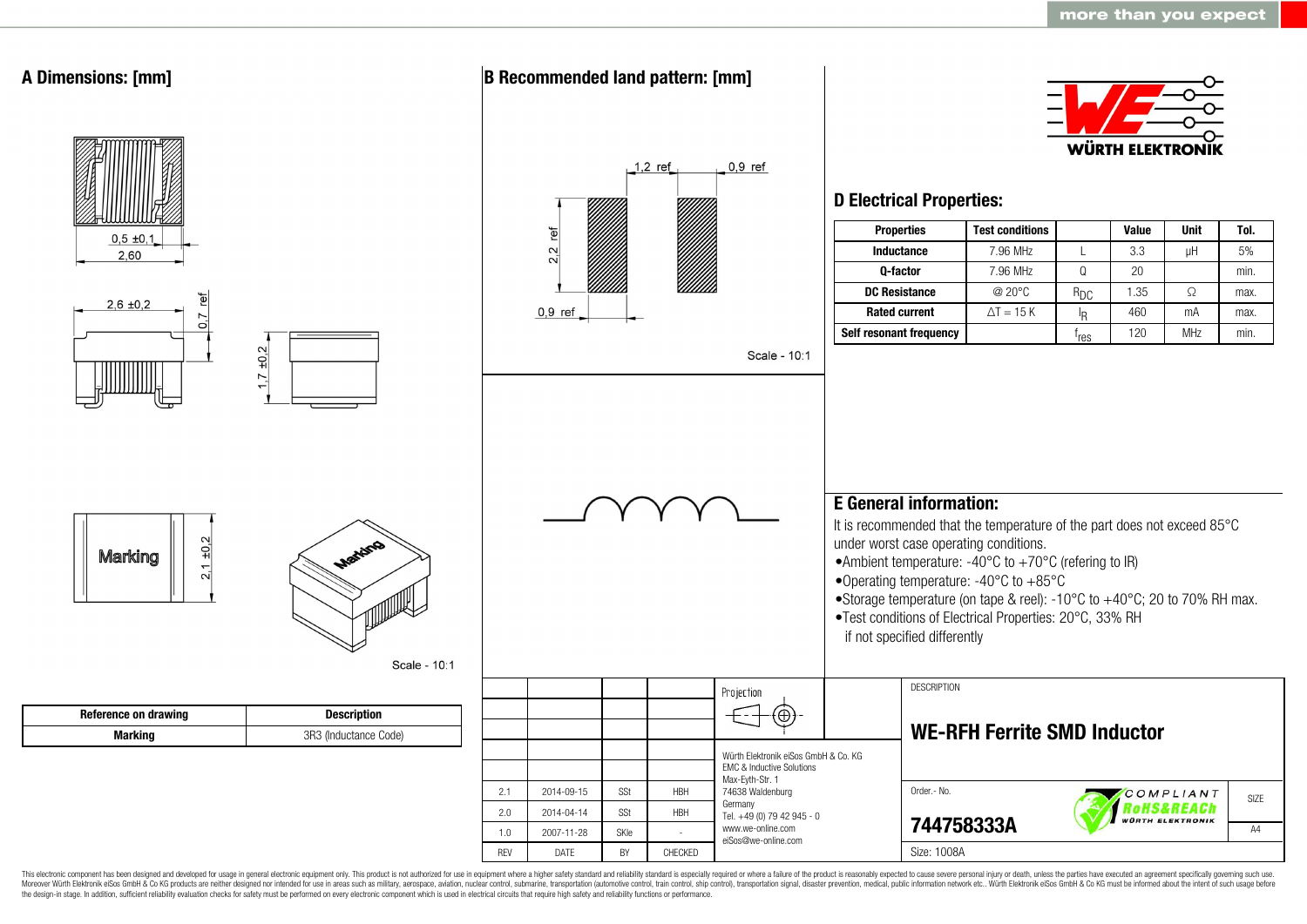more than you expect

## A Dimensions: [mm]

0,5 ±0,1
2,60
2,6 ±0,2
0,7 ref
1,7 ±0,2
Marking
2,1 ±0,2
Scale - 10:1

| Reference on drawing | Description |
|---|---|
| Marking | 3R3 (Inductance Code) |

## B Recommended land pattern: [mm]

1,2 ref
0,9 ref
2,2 ref
0,9 ref
Scale - 10:1

WÜRTH ELEKTRONIK

## D Electrical Properties:

| Properties | Test conditions | | Value | Unit | Tol. |
|---|---|---|---|---|---|
| Inductance | 7.96 MHz | L | 3.3 | µH | 5% |
| Q-factor | 7.96 MHz | Q | 20 | | min. |
| DC Resistance | @ 20°C | $R_{DC}$ | 1.35 | Ω | max. |
| Rated current | ΔT = 15 K | $I_R$ | 460 | mA | max. |
| Self resonant frequency | | $f_{res}$ | 120 | MHz | min. |

## E General information:

It is recommended that the temperature of the part does not exceed 85°C under worst case operating conditions.

- Ambient temperature: -40°C to +70°C (refering to IR)
- Operating temperature: -40°C to +85°C
- Storage temperature (on tape & reel): -10°C to +40°C; 20 to 70% RH max.
- Test conditions of Electrical Properties: 20°C, 33% RH if not specified differently

| | | | | Projection |
|---|---|---|---|---|
| 2.1 | 2014-09-15 | SSt | HBH | |
| 2.0 | 2014-04-14 | SSt | HBH | |
| 1.0 | 2007-11-28 | SKle | - | |
| REV | DATE | BY | CHECKED | |

Würth Elektronik eiSos GmbH & Co. KG
EMC & Inductive Solutions
Max-Eyth-Str. 1
74638 Waldenburg
Germany
Tel. +49 (0) 79 42 945 - 0
www.we-online.com
eiSos@we-online.com

DESCRIPTION

**WE-RFH Ferrite SMD Inductor**

Order.- No.

**744758333A**

COMPLIANT RoHS&REACh WÜRTH ELEKTRONIK

SIZE A4

Size: 1008A

This electronic component has been designed and developed for usage in general electronic equipment only. This product is not authorized for use in equipment where a higher safety standard and reliability standard is especially required or where a failure of the product is reasonably expected to cause severe personal injury or death, unless the parties have executed an agreement specifically governing such use. Moreover Würth Elektronik eiSos GmbH & Co KG products are neither designed nor intended for use in areas such as military, aerospace, aviation, nuclear control, submarine, transportation (automotive control, train control, ship control), transportation signal, disaster prevention, medical, public information network etc.. Würth Elektronik eiSos GmbH & Co KG must be informed about the intent of such usage before the design-in stage. In addition, sufficient reliability evaluation checks for safety must be performed on every electronic component which is used in electrical circuits that require high safety and reliability functions or performance.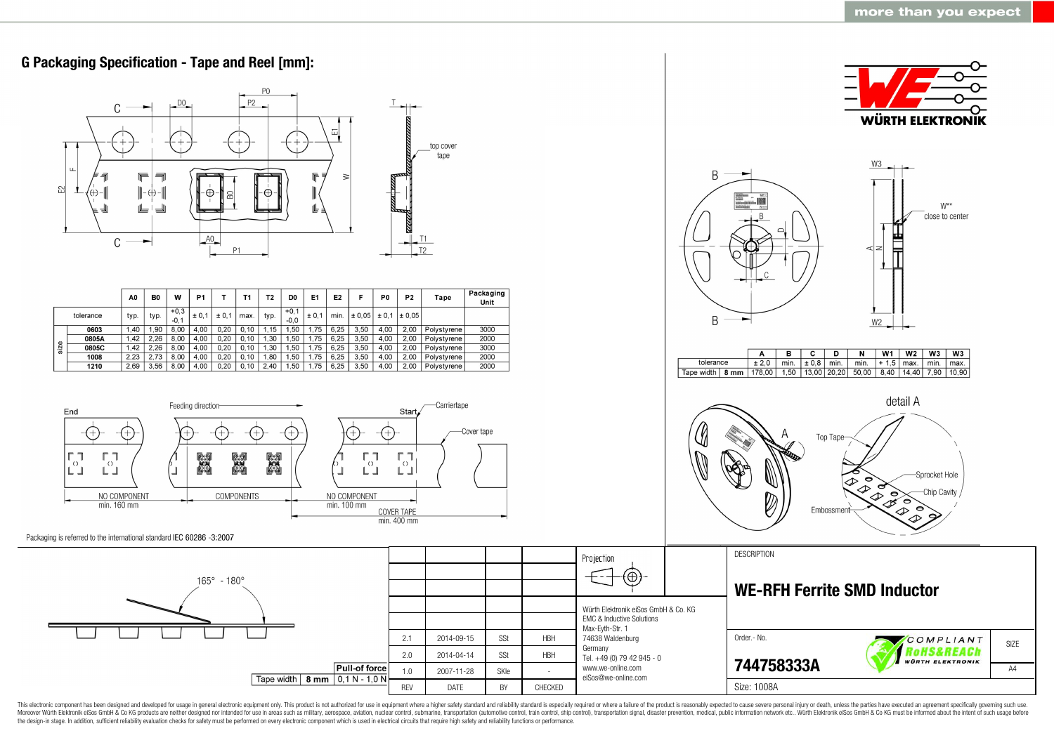## G Packaging Specification - Tape and Reel [mm]:

| | | A0 | B0 | W | P1 | T | T1 | T2 | D0 | E1 | E2 | F | P0 | P2 | Tape | Packaging Unit |
|---|---|---|---|---|---|---|---|---|---|---|---|---|---|---|---|---|
| tolerance | | typ. | typ. | +0,3 -0,1 | ± 0,1 | ± 0,1 | max. | typ. | +0,1 -0,0 | ± 0,1 | min. | ± 0,05 | ± 0,1 | ± 0,05 | | |
| size | 0603 | 1,40 | 1,90 | 8,00 | 4,00 | 0,20 | 0,10 | 1,15 | 1,50 | 1,75 | 6,25 | 3,50 | 4,00 | 2,00 | Polystyrene | 3000 |
| | 0805A | 1,42 | 2,26 | 8,00 | 4,00 | 0,20 | 0,10 | 1,30 | 1,50 | 1,75 | 6,25 | 3,50 | 4,00 | 2,00 | Polystyrene | 2000 |
| | 0805C | 1,42 | 2,26 | 8,00 | 4,00 | 0,20 | 0,10 | 1,30 | 1,50 | 1,75 | 6,25 | 3,50 | 4,00 | 2,00 | Polystyrene | 3000 |
| | 1008 | 2,23 | 2,73 | 8,00 | 4,00 | 0,20 | 0,10 | 1,80 | 1,50 | 1,75 | 6,25 | 3,50 | 4,00 | 2,00 | Polystyrene | 2000 |
| | 1210 | 2,69 | 3,56 | 8,00 | 4,00 | 0,20 | 0,10 | 2,40 | 1,50 | 1,75 | 6,25 | 3,50 | 4,00 | 2,00 | Polystyrene | 2000 |

| | | A | B | C | D | N | W1 | W2 | W3 | W3 |
|---|---|---|---|---|---|---|---|---|---|---|
| tolerance | | ± 2,0 | min. | ± 0,8 | min. | min. | + 1,5 | max. | min. | max. |
| Tape width | 8 mm | 178,00 | 1,50 | 13,00 | 20,20 | 50,00 | 8,40 | 14,40 | 7,90 | 10,90 |

End — Feeding direction — Start

NO COMPONENT min. 160 mm | COMPONENTS | NO COMPONENT min. 100 mm | COVER TAPE min. 400 mm

Packaging is referred to the international standard IEC 60286 -3:2007

165° - 180°

| Tape width | 8 mm | Pull-of force |
|---|---|---|
| | | 0,1 N - 1,0 N |

| REV | DATE | BY | CHECKED |
|---|---|---|---|
| 2.1 | 2014-09-15 | SSt | HBH |
| 2.0 | 2014-04-14 | SSt | HBH |
| 1.0 | 2007-11-28 | SKle | - |

Würth Elektronik eiSos GmbH & Co. KG
EMC & Inductive Solutions
Max-Eyth-Str. 1
74638 Waldenburg
Germany
Tel. +49 (0) 79 42 945 - 0
www.we-online.com
eiSos@we-online.com

DESCRIPTION

**WE-RFH Ferrite SMD Inductor**

Order.- No.

**744758333A**

SIZE: A4

Size: 1008A

This electronic component has been designed and developed for usage in general electronic equipment only. This product is not authorized for use in equipment where a higher safety standard and reliability standard is especially required or where a failure of the product is reasonably expected to cause severe personal injury or death, unless the parties have executed an agreement specifically governing such use. Moreover Würth Elektronik eiSos GmbH & Co KG products are neither designed nor intended for use in areas such as military, aerospace, aviation, nuclear control, submarine, transportation (automotive control, train control, ship control), transportation signal, disaster prevention, medical, public information network etc.. Würth Elektronik eiSos GmbH & Co KG must be informed about the intent of such usage before the design-in stage. In addition, sufficient reliability evaluation checks for safety must be performed on every electronic component which is used in electrical circuits that require high safety and reliability functions or performance.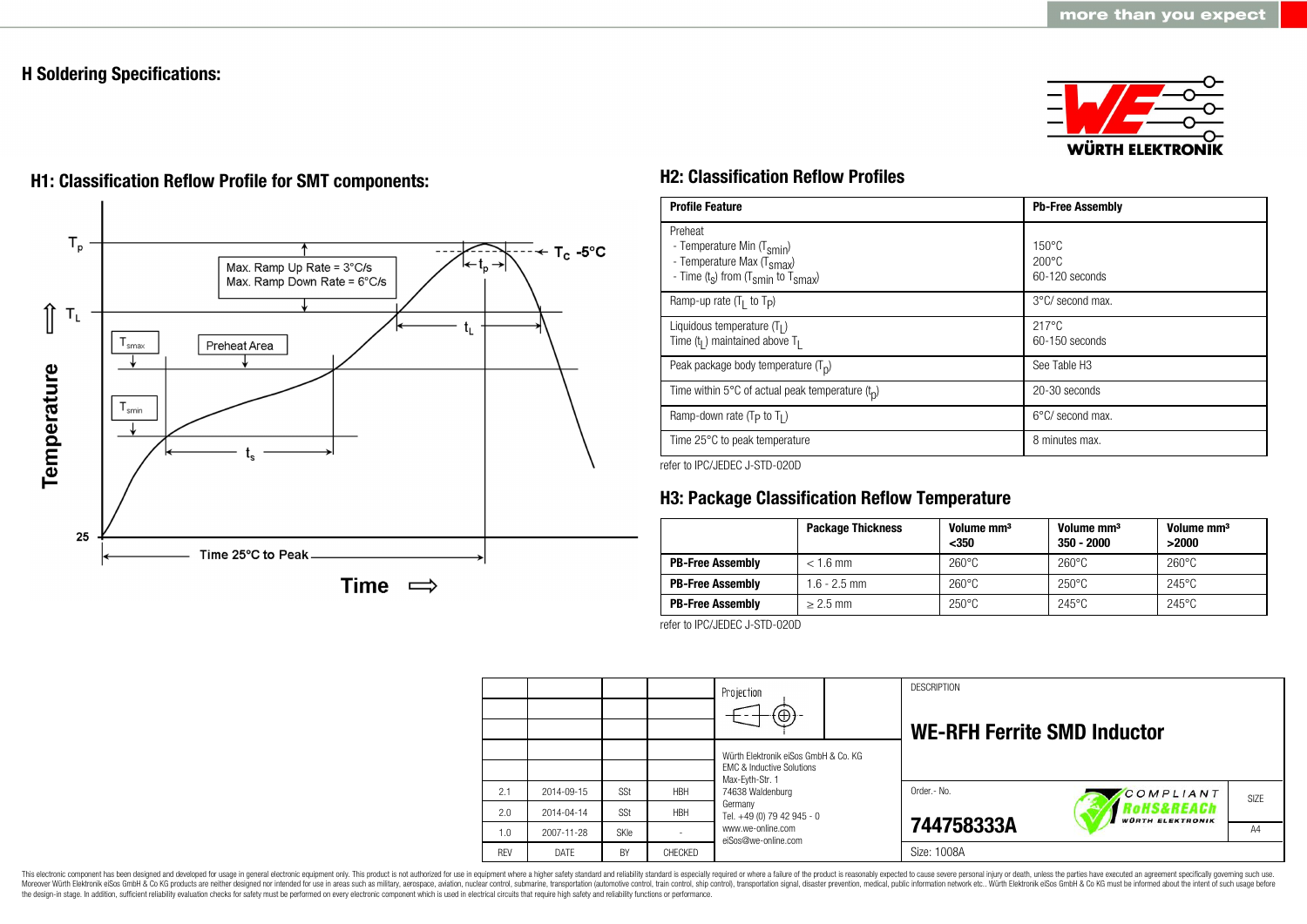## H Soldering Specifications:

### H1: Classification Reflow Profile for SMT components:

$T_p$

$T_C$ -5°C

$t_p$

Max. Ramp Up Rate = 3°C/s
Max. Ramp Down Rate = 6°C/s

$T_L$

$t_L$

$T_{smax}$

Preheat Area

$T_{smin}$

$t_s$

Temperature

25

Time 25°C to Peak

Time ⇨

### H2: Classification Reflow Profiles

| Profile Feature | Pb-Free Assembly |
|---|---|
| Preheat<br>- Temperature Min ($T_{smin}$)<br>- Temperature Max ($T_{smax}$)<br>- Time ($t_s$) from ($T_{smin}$ to $T_{smax}$) | <br>150°C<br>200°C<br>60-120 seconds |
| Ramp-up rate ($T_L$ to $T_P$) | 3°C/ second max. |
| Liquidous temperature ($T_L$)<br>Time ($t_L$) maintained above $T_L$ | 217°C<br>60-150 seconds |
| Peak package body temperature ($T_p$) | See Table H3 |
| Time within 5°C of actual peak temperature ($t_p$) | 20-30 seconds |
| Ramp-down rate ($T_P$ to $T_L$) | 6°C/ second max. |
| Time 25°C to peak temperature | 8 minutes max. |

refer to IPC/JEDEC J-STD-020D

### H3: Package Classification Reflow Temperature

| | Package Thickness | Volume mm³ <350 | Volume mm³ 350 - 2000 | Volume mm³ >2000 |
|---|---|---|---|---|
| **PB-Free Assembly** | < 1.6 mm | 260°C | 260°C | 260°C |
| **PB-Free Assembly** | 1.6 - 2.5 mm | 260°C | 250°C | 245°C |
| **PB-Free Assembly** | ≥ 2.5 mm | 250°C | 245°C | 245°C |

refer to IPC/JEDEC J-STD-020D

| REV | DATE | BY | CHECKED |
|---|---|---|---|
| 2.1 | 2014-09-15 | SSt | HBH |
| 2.0 | 2014-04-14 | SSt | HBH |
| 1.0 | 2007-11-28 | SKle | - |

Projection

Würth Elektronik eiSos GmbH & Co. KG
EMC & Inductive Solutions
Max-Eyth-Str. 1
74638 Waldenburg
Germany
Tel. +49 (0) 79 42 945 - 0
www.we-online.com
eiSos@we-online.com

DESCRIPTION

**WE-RFH Ferrite SMD Inductor**

Order.- No.

**744758333A**

COMPLIANT RoHS&REACh WÜRTH ELEKTRONIK

SIZE A4

Size: 1008A

This electronic component has been designed and developed for usage in general electronic equipment only. This product is not authorized for use in equipment where a higher safety standard and reliability standard is especially required or where a failure of the product is reasonably expected to cause severe personal injury or death, unless the parties have executed an agreement specifically governing such use. Moreover Würth Elektronik eiSos GmbH & Co KG products are neither designed nor intended for use in areas such as military, aerospace, aviation, nuclear control, submarine, transportation (automotive control, train control, ship control), transportation signal, disaster prevention, medical, public information network etc.. Würth Elektronik eiSos GmbH & Co KG must be informed about the intent of such usage before the design-in stage. In addition, sufficient reliability evaluation checks for safety must be performed on every electronic component which is used in electrical circuits that require high safety and reliability functions or performance.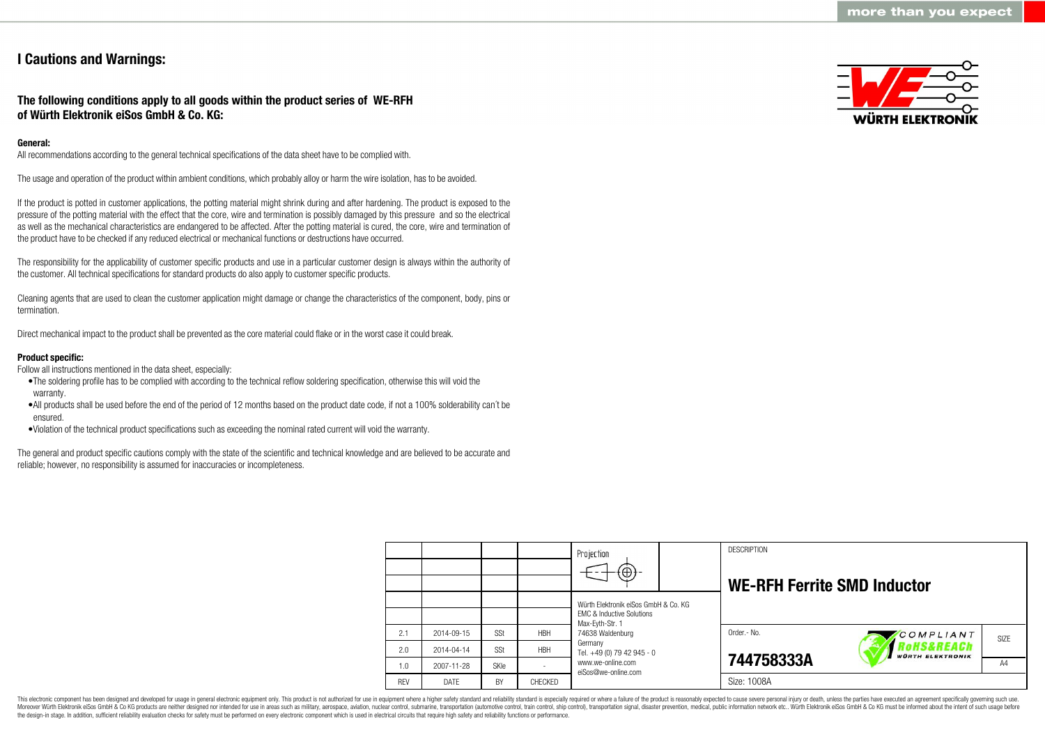# I Cautions and Warnings:

## The following conditions apply to all goods within the product series of WE-RFH of Würth Elektronik eiSos GmbH & Co. KG:

**General:**

All recommendations according to the general technical specifications of the data sheet have to be complied with.

The usage and operation of the product within ambient conditions, which probably alloy or harm the wire isolation, has to be avoided.

If the product is potted in customer applications, the potting material might shrink during and after hardening. The product is exposed to the pressure of the potting material with the effect that the core, wire and termination is possibly damaged by this pressure and so the electrical as well as the mechanical characteristics are endangered to be affected. After the potting material is cured, the core, wire and termination of the product have to be checked if any reduced electrical or mechanical functions or destructions have occurred.

The responsibility for the applicability of customer specific products and use in a particular customer design is always within the authority of the customer. All technical specifications for standard products do also apply to customer specific products.

Cleaning agents that are used to clean the customer application might damage or change the characteristics of the component, body, pins or termination.

Direct mechanical impact to the product shall be prevented as the core material could flake or in the worst case it could break.

**Product specific:**

Follow all instructions mentioned in the data sheet, especially:

- The soldering profile has to be complied with according to the technical reflow soldering specification, otherwise this will void the warranty.
- All products shall be used before the end of the period of 12 months based on the product date code, if not a 100% solderability can´t be ensured.
- Violation of the technical product specifications such as exceeding the nominal rated current will void the warranty.

The general and product specific cautions comply with the state of the scientific and technical knowledge and are believed to be accurate and reliable; however, no responsibility is assumed for inaccuracies or incompleteness.

| REV | DATE | BY | CHECKED |
|---|---|---|---|
| 2.1 | 2014-09-15 | SSt | HBH |
| 2.0 | 2014-04-14 | SSt | HBH |
| 1.0 | 2007-11-28 | SKle | - |

Projection

Würth Elektronik eiSos GmbH & Co. KG
EMC & Inductive Solutions
Max-Eyth-Str. 1
74638 Waldenburg
Germany
Tel. +49 (0) 79 42 945 - 0
www.we-online.com
eiSos@we-online.com

DESCRIPTION

**WE-RFH Ferrite SMD Inductor**

Order.- No.

**744758333A**

COMPLIANT RoHS&REACh WÜRTH ELEKTRONIK

SIZE A4

Size: 1008A

This electronic component has been designed and developed for usage in general electronic equipment only. This product is not authorized for use in equipment where a higher safety standard and reliability standard is especially required or where a failure of the product is reasonably expected to cause severe personal injury or death, unless the parties have executed an agreement specifically governing such use. Moreover Würth Elektronik eiSos GmbH & Co KG products are neither designed nor intended for use in areas such as military, aerospace, aviation, nuclear control, submarine, transportation (automotive control, train control, ship control), transportation signal, disaster prevention, medical, public information network etc.. Würth Elektronik eiSos GmbH & Co KG must be informed about the intent of such usage before the design-in stage. In addition, sufficient reliability evaluation checks for safety must be performed on every electronic component which is used in electrical circuits that require high safety and reliability functions or performance.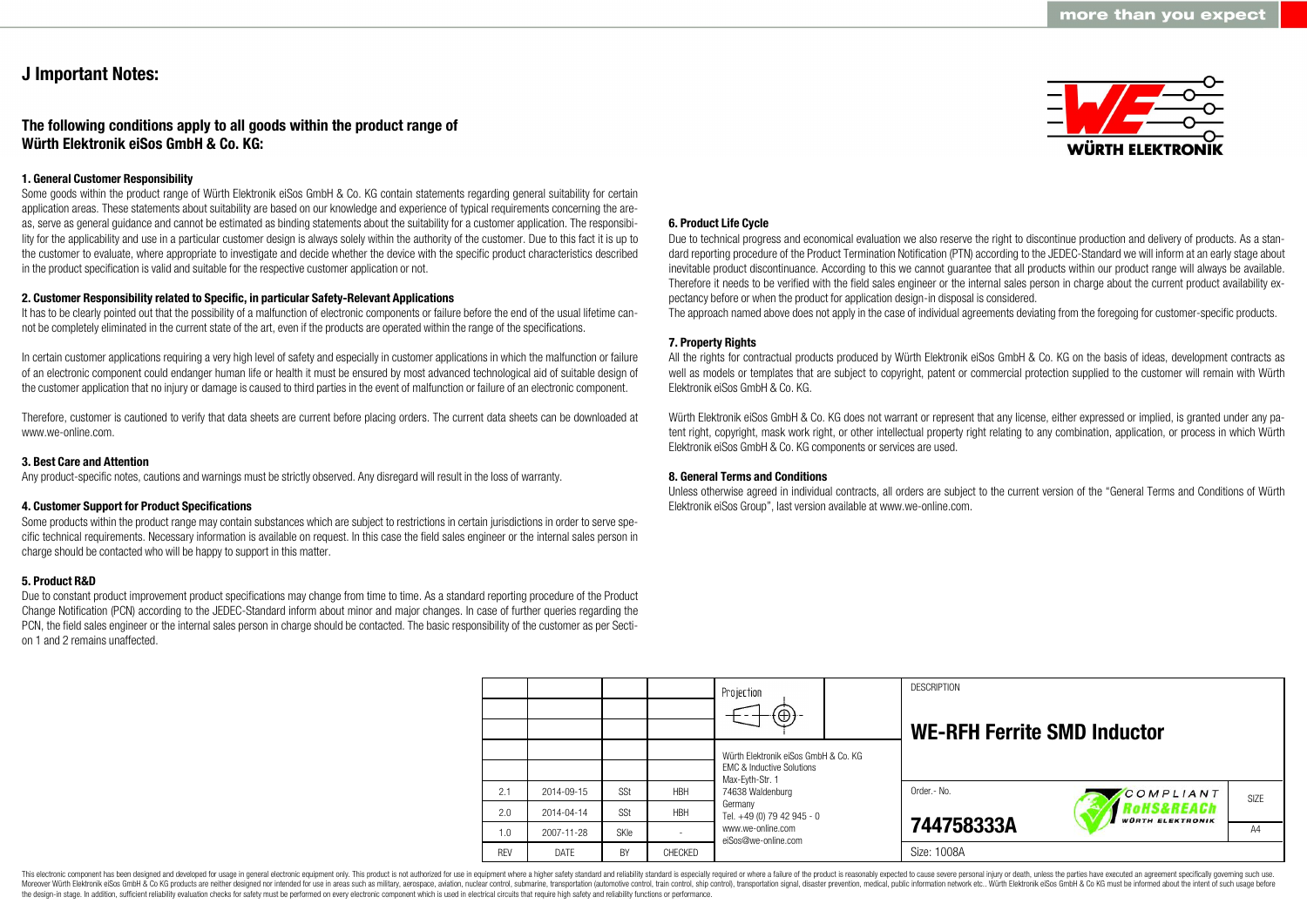## J Important Notes:

### The following conditions apply to all goods within the product range of Würth Elektronik eiSos GmbH & Co. KG:

**1. General Customer Responsibility**

Some goods within the product range of Würth Elektronik eiSos GmbH & Co. KG contain statements regarding general suitability for certain application areas. These statements about suitability are based on our knowledge and experience of typical requirements concerning the areas, serve as general guidance and cannot be estimated as binding statements about the suitability for a customer application. The responsibility for the applicability and use in a particular customer design is always solely within the authority of the customer. Due to this fact it is up to the customer to evaluate, where appropriate to investigate and decide whether the device with the specific product characteristics described in the product specification is valid and suitable for the respective customer application or not.

**2. Customer Responsibility related to Specific, in particular Safety-Relevant Applications**

It has to be clearly pointed out that the possibility of a malfunction of electronic components or failure before the end of the usual lifetime cannot be completely eliminated in the current state of the art, even if the products are operated within the range of the specifications.

In certain customer applications requiring a very high level of safety and especially in customer applications in which the malfunction or failure of an electronic component could endanger human life or health it must be ensured by most advanced technological aid of suitable design of the customer application that no injury or damage is caused to third parties in the event of malfunction or failure of an electronic component.

Therefore, customer is cautioned to verify that data sheets are current before placing orders. The current data sheets can be downloaded at www.we-online.com.

**3. Best Care and Attention**

Any product-specific notes, cautions and warnings must be strictly observed. Any disregard will result in the loss of warranty.

**4. Customer Support for Product Specifications**

Some products within the product range may contain substances which are subject to restrictions in certain jurisdictions in order to serve specific technical requirements. Necessary information is available on request. In this case the field sales engineer or the internal sales person in charge should be contacted who will be happy to support in this matter.

**5. Product R&D**

Due to constant product improvement product specifications may change from time to time. As a standard reporting procedure of the Product Change Notification (PCN) according to the JEDEC-Standard inform about minor and major changes. In case of further queries regarding the PCN, the field sales engineer or the internal sales person in charge should be contacted. The basic responsibility of the customer as per Section 1 and 2 remains unaffected.

**6. Product Life Cycle**

Due to technical progress and economical evaluation we also reserve the right to discontinue production and delivery of products. As a standard reporting procedure of the Product Termination Notification (PTN) according to the JEDEC-Standard we will inform at an early stage about inevitable product discontinuance. According to this we cannot guarantee that all products within our product range will always be available. Therefore it needs to be verified with the field sales engineer or the internal sales person in charge about the current product availability expectancy before or when the product for application design-in disposal is considered.

The approach named above does not apply in the case of individual agreements deviating from the foregoing for customer-specific products.

**7. Property Rights**

All the rights for contractual products produced by Würth Elektronik eiSos GmbH & Co. KG on the basis of ideas, development contracts as well as models or templates that are subject to copyright, patent or commercial protection supplied to the customer will remain with Würth Elektronik eiSos GmbH & Co. KG.

Würth Elektronik eiSos GmbH & Co. KG does not warrant or represent that any license, either expressed or implied, is granted under any patent right, copyright, mask work right, or other intellectual property right relating to any combination, application, or process in which Würth Elektronik eiSos GmbH & Co. KG components or services are used.

**8. General Terms and Conditions**

Unless otherwise agreed in individual contracts, all orders are subject to the current version of the "General Terms and Conditions of Würth Elektronik eiSos Group", last version available at www.we-online.com.

| REV | DATE | BY | CHECKED |
|---|---|---|---|
| 2.1 | 2014-09-15 | SSt | HBH |
| 2.0 | 2014-04-14 | SSt | HBH |
| 1.0 | 2007-11-28 | SKle | - |

Projection

Würth Elektronik eiSos GmbH & Co. KG
EMC & Inductive Solutions
Max-Eyth-Str. 1
74638 Waldenburg
Germany
Tel. +49 (0) 79 42 945 - 0
www.we-online.com
eiSos@we-online.com

DESCRIPTION

**WE-RFH Ferrite SMD Inductor**

Order.- No.

**744758333A**

COMPLIANT RoHS&REACh WÜRTH ELEKTRONIK

SIZE A4

Size: 1008A

This electronic component has been designed and developed for usage in general electronic equipment only. This product is not authorized for use in equipment where a higher safety standard and reliability standard is especially required or where a failure of the product is reasonably expected to cause severe personal injury or death, unless the parties have executed an agreement specifically governing such use. Moreover Würth Elektronik eiSos GmbH & Co KG products are neither designed nor intended for use in areas such as military, aerospace, aviation, nuclear control, submarine, transportation (automotive control, train control, ship control), transportation signal, disaster prevention, medical, public information network etc.. Würth Elektronik eiSos GmbH & Co KG must be informed about the intent of such usage before the design-in stage. In addition, sufficient reliability evaluation checks for safety must be performed on every electronic component which is used in electrical circuits that require high safety and reliability functions or performance.